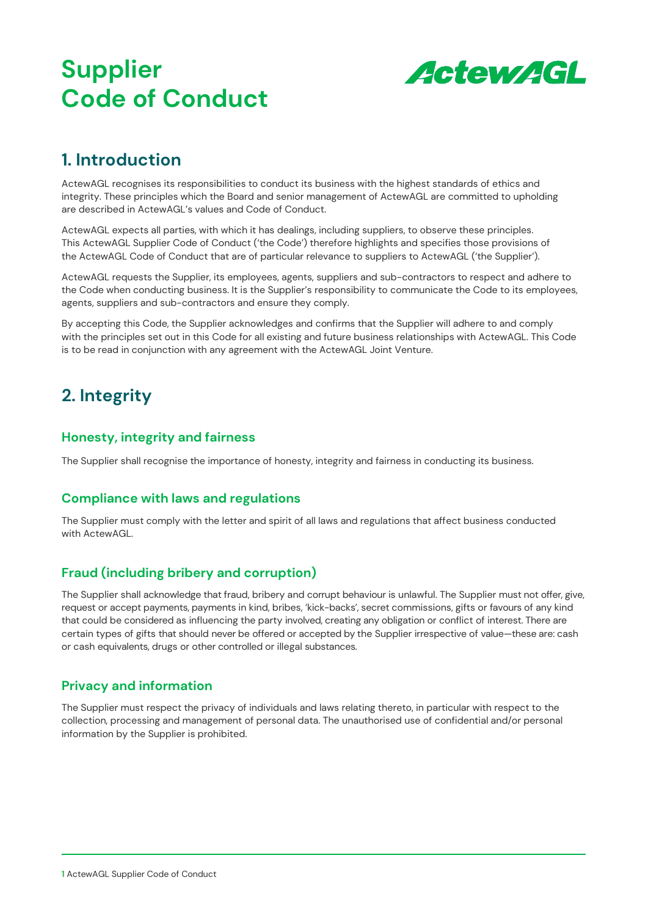# Supplier Code of Conduct

ActewAGL

## 1. Introduction

ActewAGL recognises its responsibilities to conduct its business with the highest standards of ethics and integrity. These principles which the Board and senior management of ActewAGL are committed to upholding are described in ActewAGL's values and Code of Conduct.

ActewAGL expects all parties, with which it has dealings, including suppliers, to observe these principles. This ActewAGL Supplier Code of Conduct ('the Code') therefore highlights and specifies those provisions of the ActewAGL Code of Conduct that are of particular relevance to suppliers to ActewAGL ('the Supplier').

ActewAGL requests the Supplier, its employees, agents, suppliers and sub-contractors to respect and adhere to the Code when conducting business. It is the Supplier's responsibility to communicate the Code to its employees, agents, suppliers and sub-contractors and ensure they comply.

By accepting this Code, the Supplier acknowledges and confirms that the Supplier will adhere to and comply with the principles set out in this Code for all existing and future business relationships with ActewAGL. This Code is to be read in conjunction with any agreement with the ActewAGL Joint Venture.

## 2. Integrity

### Honesty, integrity and fairness

The Supplier shall recognise the importance of honesty, integrity and fairness in conducting its business.

### Compliance with laws and regulations

The Supplier must comply with the letter and spirit of all laws and regulations that affect business conducted with ActewAGL.

### Fraud (including bribery and corruption)

The Supplier shall acknowledge that fraud, bribery and corrupt behaviour is unlawful. The Supplier must not offer, give, request or accept payments, payments in kind, bribes, 'kick-backs', secret commissions, gifts or favours of any kind that could be considered as influencing the party involved, creating any obligation or conflict of interest. There are certain types of gifts that should never be offered or accepted by the Supplier irrespective of value—these are: cash or cash equivalents, drugs or other controlled or illegal substances.

### Privacy and information

The Supplier must respect the privacy of individuals and laws relating thereto, in particular with respect to the collection, processing and management of personal data. The unauthorised use of confidential and/or personal information by the Supplier is prohibited.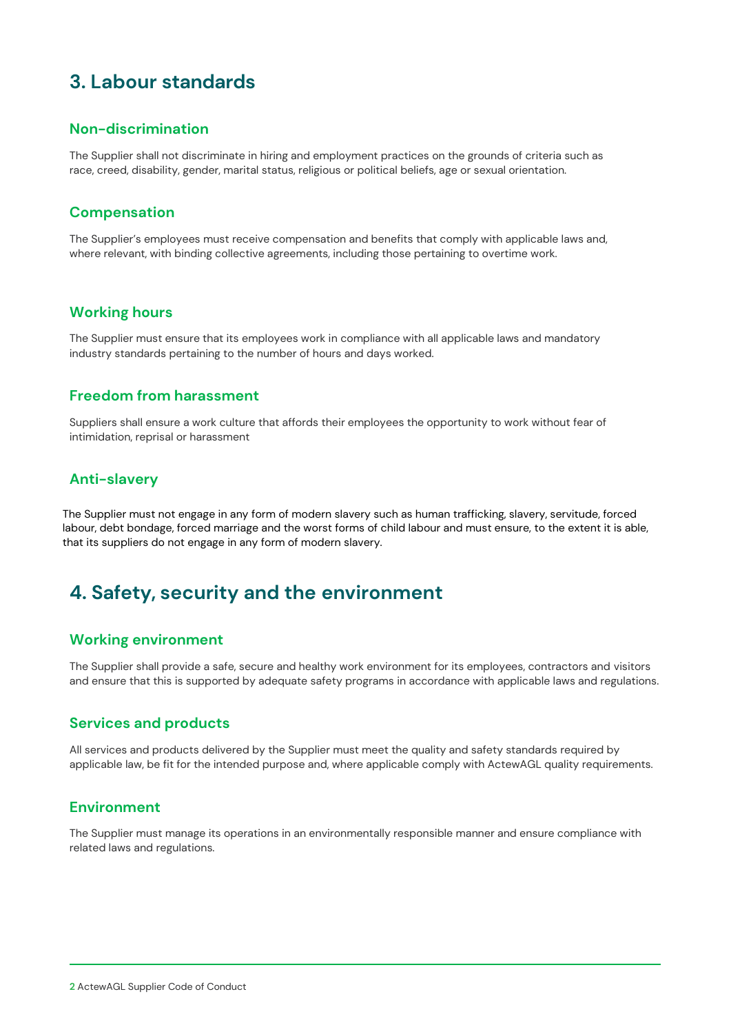## 3. Labour standards

### Non-discrimination

The Supplier shall not discriminate in hiring and employment practices on the grounds of criteria such as race, creed, disability, gender, marital status, religious or political beliefs, age or sexual orientation.

### Compensation

The Supplier's employees must receive compensation and benefits that comply with applicable laws and, where relevant, with binding collective agreements, including those pertaining to overtime work.

### Working hours

The Supplier must ensure that its employees work in compliance with all applicable laws and mandatory industry standards pertaining to the number of hours and days worked.

### Freedom from harassment

Suppliers shall ensure a work culture that affords their employees the opportunity to work without fear of intimidation, reprisal or harassment

### Anti-slavery

The Supplier must not engage in any form of modern slavery such as human trafficking, slavery, servitude, forced labour, debt bondage, forced marriage and the worst forms of child labour and must ensure, to the extent it is able, that its suppliers do not engage in any form of modern slavery.

## 4. Safety, security and the environment

### Working environment

The Supplier shall provide a safe, secure and healthy work environment for its employees, contractors and visitors and ensure that this is supported by adequate safety programs in accordance with applicable laws and regulations.

### Services and products

All services and products delivered by the Supplier must meet the quality and safety standards required by applicable law, be fit for the intended purpose and, where applicable comply with ActewAGL quality requirements.

### Environment

The Supplier must manage its operations in an environmentally responsible manner and ensure compliance with related laws and regulations.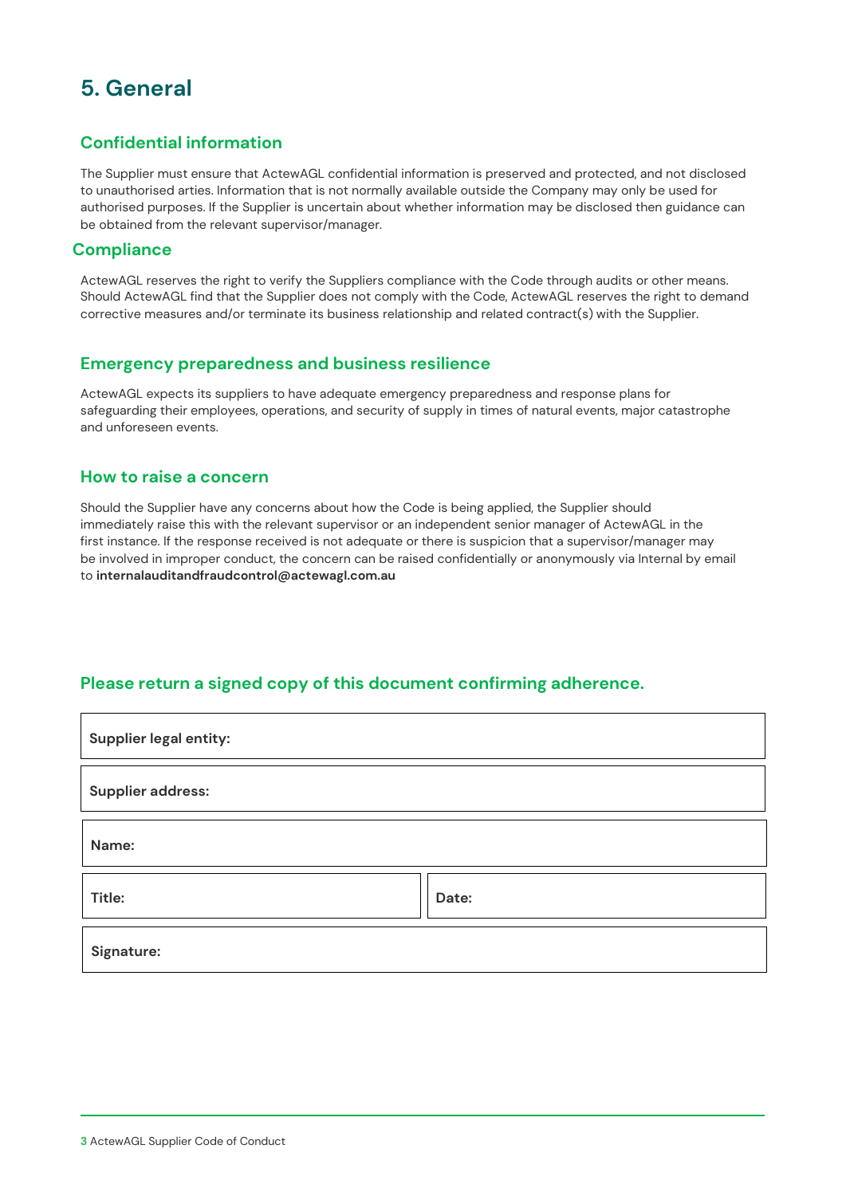# 5. General

## Confidential information

The Supplier must ensure that ActewAGL confidential information is preserved and protected, and not disclosed to unauthorised arties. Information that is not normally available outside the Company may only be used for authorised purposes. If the Supplier is uncertain about whether information may be disclosed then guidance can be obtained from the relevant supervisor/manager.

## Compliance

ActewAGL reserves the right to verify the Suppliers compliance with the Code through audits or other means. Should ActewAGL find that the Supplier does not comply with the Code, ActewAGL reserves the right to demand corrective measures and/or terminate its business relationship and related contract(s) with the Supplier.

## Emergency preparedness and business resilience

ActewAGL expects its suppliers to have adequate emergency preparedness and response plans for safeguarding their employees, operations, and security of supply in times of natural events, major catastrophe and unforeseen events.

## How to raise a concern

Should the Supplier have any concerns about how the Code is being applied, the Supplier should immediately raise this with the relevant supervisor or an independent senior manager of ActewAGL in the first instance. If the response received is not adequate or there is suspicion that a supervisor/manager may be involved in improper conduct, the concern can be raised confidentially or anonymously via Internal by email to **internalauditandfraudcontrol@actewagl.com.au**

## Please return a signed copy of this document confirming adherence.

| | |
|---|---|
| **Supplier legal entity:** | |
| **Supplier address:** | |
| **Name:** | |
| **Title:** | **Date:** |
| **Signature:** | |